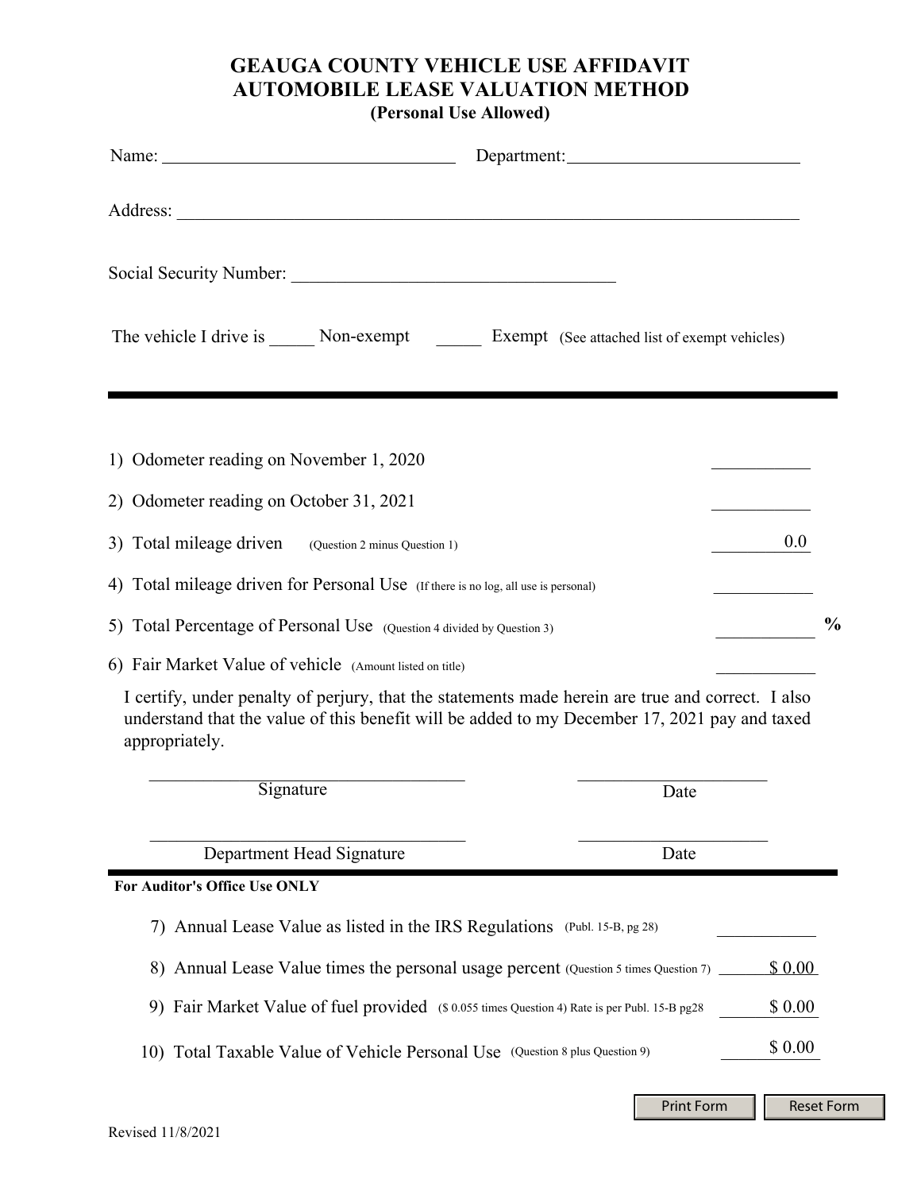# GEAUGA COUNTY VEHICLE USE AFFIDAVIT
# AUTOMOBILE LEASE VALUATION METHOD
**(Personal Use Allowed)**

Name: ______________________________ Department: ______________________

Address: ____________________________________________________________

Social Security Number: ________________________________

The vehicle I drive is _____ Non-exempt _____ Exempt (See attached list of exempt vehicles)

---

1) Odometer reading on November 1, 2020 __________

2) Odometer reading on October 31, 2021 __________

3) Total mileage driven (Question 2 minus Question 1) 0.0

4) Total mileage driven for Personal Use (If there is no log, all use is personal) __________

5) Total Percentage of Personal Use (Question 4 divided by Question 3) __________ %

6) Fair Market Value of vehicle (Amount listed on title) __________

I certify, under penalty of perjury, that the statements made herein are true and correct. I also understand that the value of this benefit will be added to my December 17, 2021 pay and taxed appropriately.

______________________________ Signature &nbsp;&nbsp;&nbsp;&nbsp; ____________________ Date

______________________________ Department Head Signature &nbsp;&nbsp;&nbsp;&nbsp; ____________________ Date

---

**For Auditor's Office Use ONLY**

7) Annual Lease Value as listed in the IRS Regulations (Publ. 15-B, pg 28) __________

8) Annual Lease Value times the personal usage percent (Question 5 times Question 7) $ 0.00

9) Fair Market Value of fuel provided ($ 0.055 times Question 4) Rate is per Publ. 15-B pg28 $ 0.00

10) Total Taxable Value of Vehicle Personal Use (Question 8 plus Question 9) $ 0.00

Print Form &nbsp;&nbsp; Reset Form

Revised 11/8/2021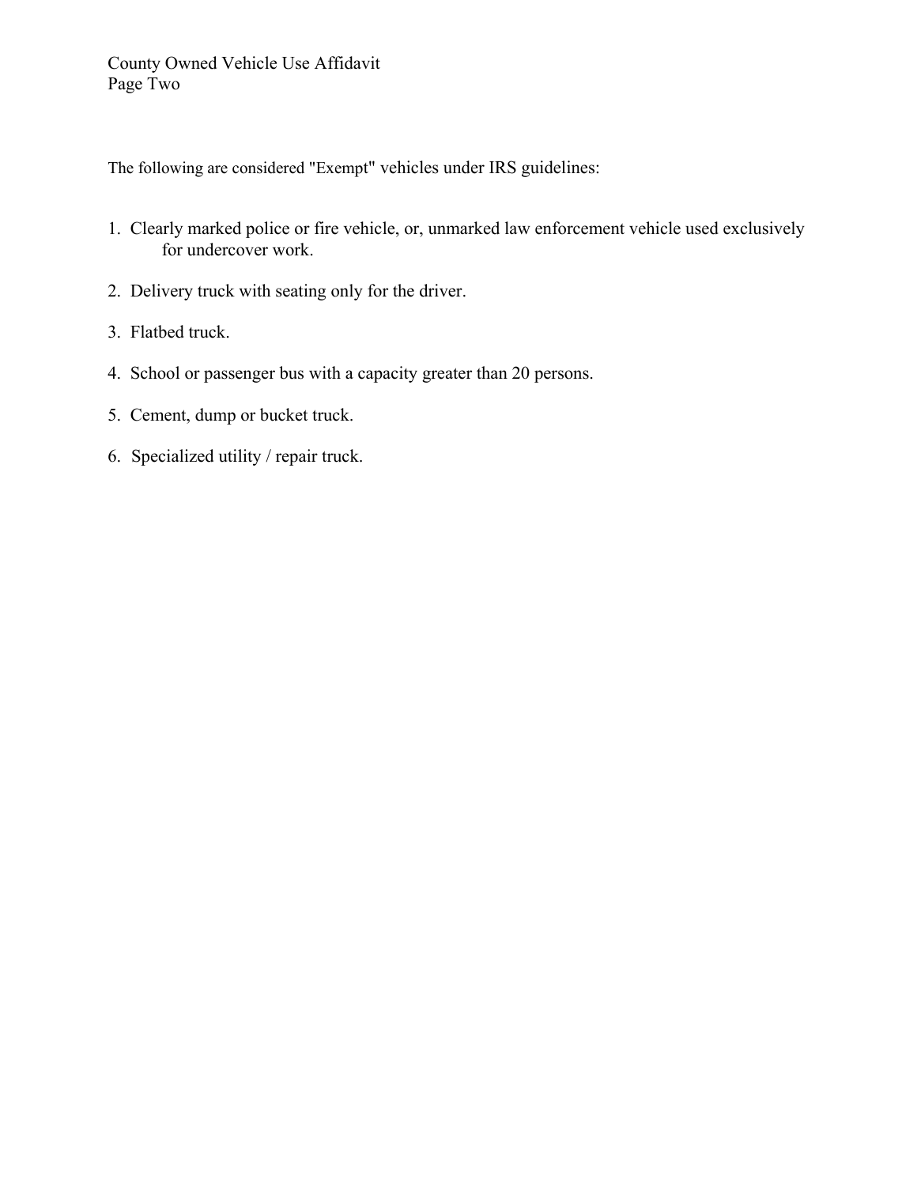The following are considered "Exempt" vehicles under IRS guidelines:

1. Clearly marked police or fire vehicle, or, unmarked law enforcement vehicle used exclusively for undercover work.

2. Delivery truck with seating only for the driver.

3. Flatbed truck.

4. School or passenger bus with a capacity greater than 20 persons.

5. Cement, dump or bucket truck.

6. Specialized utility / repair truck.